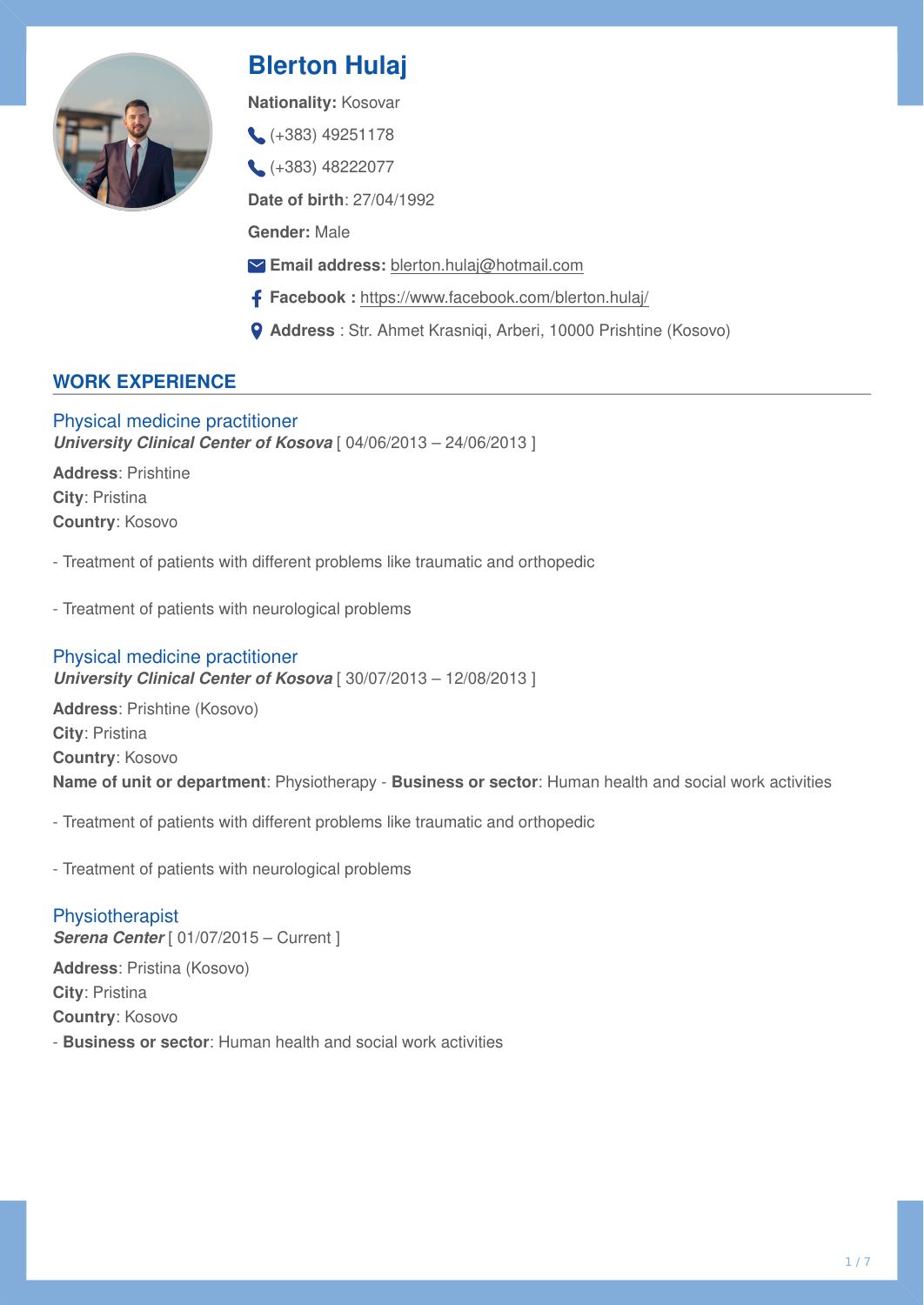# Blerton Hulaj

**Nationality:** Kosovar

(+383) 49251178

(+383) 48222077

**Date of birth**: 27/04/1992

**Gender:** Male

**Email address:** blerton.hulaj@hotmail.com

**Facebook :** https://www.facebook.com/blerton.hulaj/

**Address** : Str. Ahmet Krasniqi, Arberi, 10000 Prishtine (Kosovo)

## WORK EXPERIENCE

### Physical medicine practitioner

***University Clinical Center of Kosova*** [ 04/06/2013 – 24/06/2013 ]

**Address**: Prishtine
**City**: Pristina
**Country**: Kosovo

- Treatment of patients with different problems like traumatic and orthopedic

- Treatment of patients with neurological problems

### Physical medicine practitioner

***University Clinical Center of Kosova*** [ 30/07/2013 – 12/08/2013 ]

**Address**: Prishtine (Kosovo)
**City**: Pristina
**Country**: Kosovo
**Name of unit or department**: Physiotherapy - **Business or sector**: Human health and social work activities

- Treatment of patients with different problems like traumatic and orthopedic

- Treatment of patients with neurological problems

### Physiotherapist

***Serena Center*** [ 01/07/2015 – Current ]

**Address**: Pristina (Kosovo)
**City**: Pristina
**Country**: Kosovo
- **Business or sector**: Human health and social work activities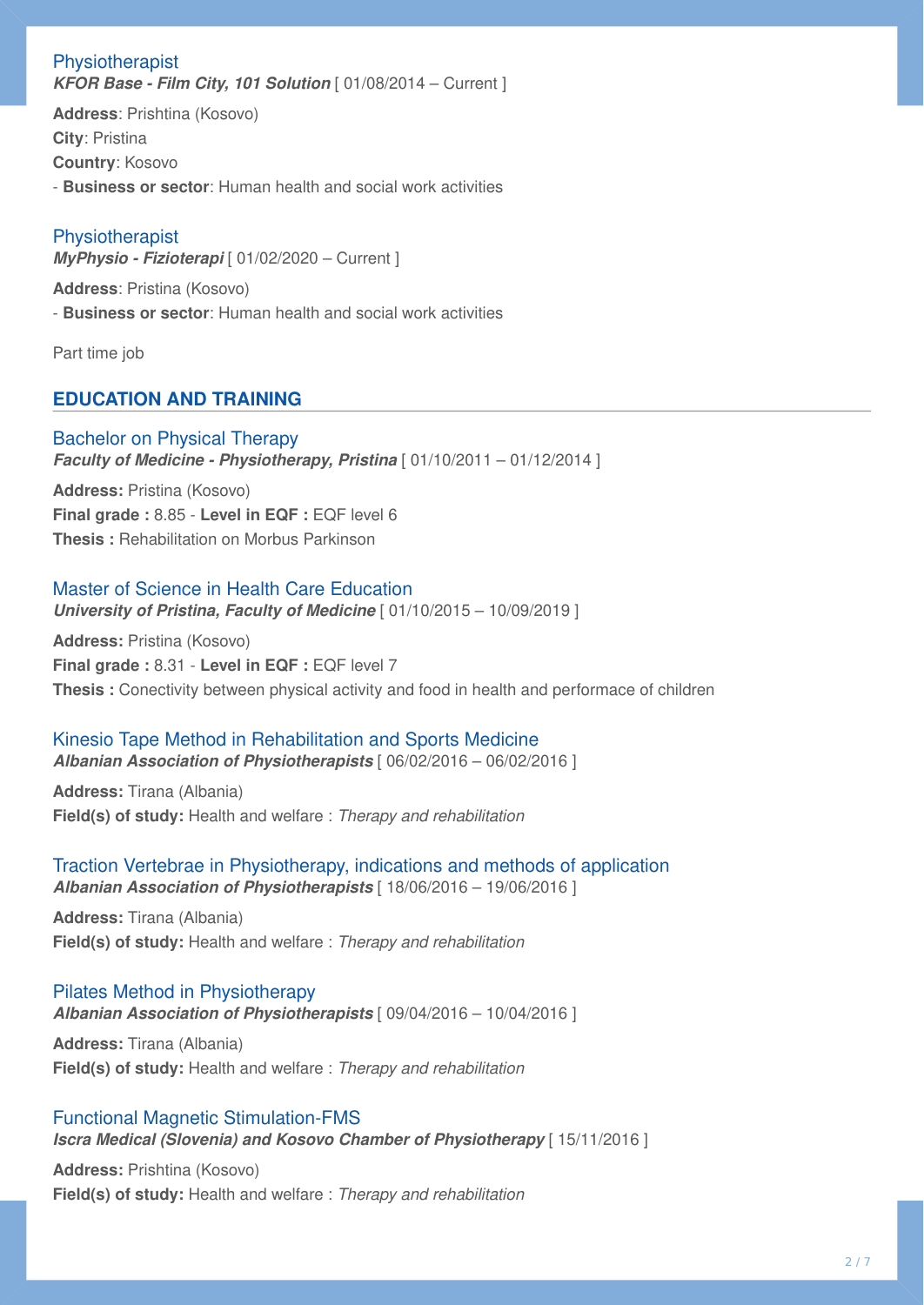### Physiotherapist

***KFOR Base - Film City, 101 Solution*** [ 01/08/2014 – Current ]

**Address**: Prishtina (Kosovo)
**City**: Pristina
**Country**: Kosovo
- **Business or sector**: Human health and social work activities

### Physiotherapist

***MyPhysio - Fizioterapi*** [ 01/02/2020 – Current ]

**Address**: Pristina (Kosovo)
- **Business or sector**: Human health and social work activities

Part time job

## EDUCATION AND TRAINING

### Bachelor on Physical Therapy

***Faculty of Medicine - Physiotherapy, Pristina*** [ 01/10/2011 – 01/12/2014 ]

**Address:** Pristina (Kosovo)
**Final grade :** 8.85 - **Level in EQF :** EQF level 6
**Thesis :** Rehabilitation on Morbus Parkinson

### Master of Science in Health Care Education

***University of Pristina, Faculty of Medicine*** [ 01/10/2015 – 10/09/2019 ]

**Address:** Pristina (Kosovo)
**Final grade :** 8.31 - **Level in EQF :** EQF level 7
**Thesis :** Conectivity between physical activity and food in health and performace of children

### Kinesio Tape Method in Rehabilitation and Sports Medicine

***Albanian Association of Physiotherapists*** [ 06/02/2016 – 06/02/2016 ]

**Address:** Tirana (Albania)
**Field(s) of study:** Health and welfare : *Therapy and rehabilitation*

### Traction Vertebrae in Physiotherapy, indications and methods of application

***Albanian Association of Physiotherapists*** [ 18/06/2016 – 19/06/2016 ]

**Address:** Tirana (Albania)
**Field(s) of study:** Health and welfare : *Therapy and rehabilitation*

### Pilates Method in Physiotherapy

***Albanian Association of Physiotherapists*** [ 09/04/2016 – 10/04/2016 ]

**Address:** Tirana (Albania)
**Field(s) of study:** Health and welfare : *Therapy and rehabilitation*

### Functional Magnetic Stimulation-FMS

***Iscra Medical (Slovenia) and Kosovo Chamber of Physiotherapy*** [ 15/11/2016 ]

**Address:** Prishtina (Kosovo)
**Field(s) of study:** Health and welfare : *Therapy and rehabilitation*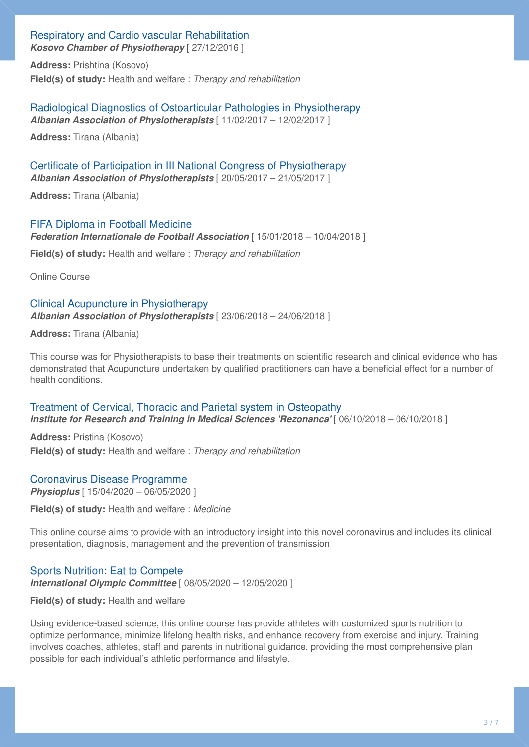### Respiratory and Cardio vascular Rehabilitation

***Kosovo Chamber of Physiotherapy*** [ 27/12/2016 ]

**Address:** Prishtina (Kosovo)

**Field(s) of study:** Health and welfare : *Therapy and rehabilitation*

### Radiological Diagnostics of Ostoarticular Pathologies in Physiotherapy

***Albanian Association of Physiotherapists*** [ 11/02/2017 – 12/02/2017 ]

**Address:** Tirana (Albania)

### Certificate of Participation in III National Congress of Physiotherapy

***Albanian Association of Physiotherapists*** [ 20/05/2017 – 21/05/2017 ]

**Address:** Tirana (Albania)

### FIFA Diploma in Football Medicine

***Federation Internationale de Football Association*** [ 15/01/2018 – 10/04/2018 ]

**Field(s) of study:** Health and welfare : *Therapy and rehabilitation*

Online Course

### Clinical Acupuncture in Physiotherapy

***Albanian Association of Physiotherapists*** [ 23/06/2018 – 24/06/2018 ]

**Address:** Tirana (Albania)

This course was for Physiotherapists to base their treatments on scientific research and clinical evidence who has demonstrated that Acupuncture undertaken by qualified practitioners can have a beneficial effect for a number of health conditions.

### Treatment of Cervical, Thoracic and Parietal system in Osteopathy

***Institute for Research and Training in Medical Sciences 'Rezonanca'*** [ 06/10/2018 – 06/10/2018 ]

**Address:** Pristina (Kosovo)

**Field(s) of study:** Health and welfare : *Therapy and rehabilitation*

### Coronavirus Disease Programme

***Physioplus*** [ 15/04/2020 – 06/05/2020 ]

**Field(s) of study:** Health and welfare : *Medicine*

This online course aims to provide with an introductory insight into this novel coronavirus and includes its clinical presentation, diagnosis, management and the prevention of transmission

### Sports Nutrition: Eat to Compete

***International Olympic Committee*** [ 08/05/2020 – 12/05/2020 ]

**Field(s) of study:** Health and welfare

Using evidence-based science, this online course has provide athletes with customized sports nutrition to optimize performance, minimize lifelong health risks, and enhance recovery from exercise and injury. Training involves coaches, athletes, staff and parents in nutritional guidance, providing the most comprehensive plan possible for each individual's athletic performance and lifestyle.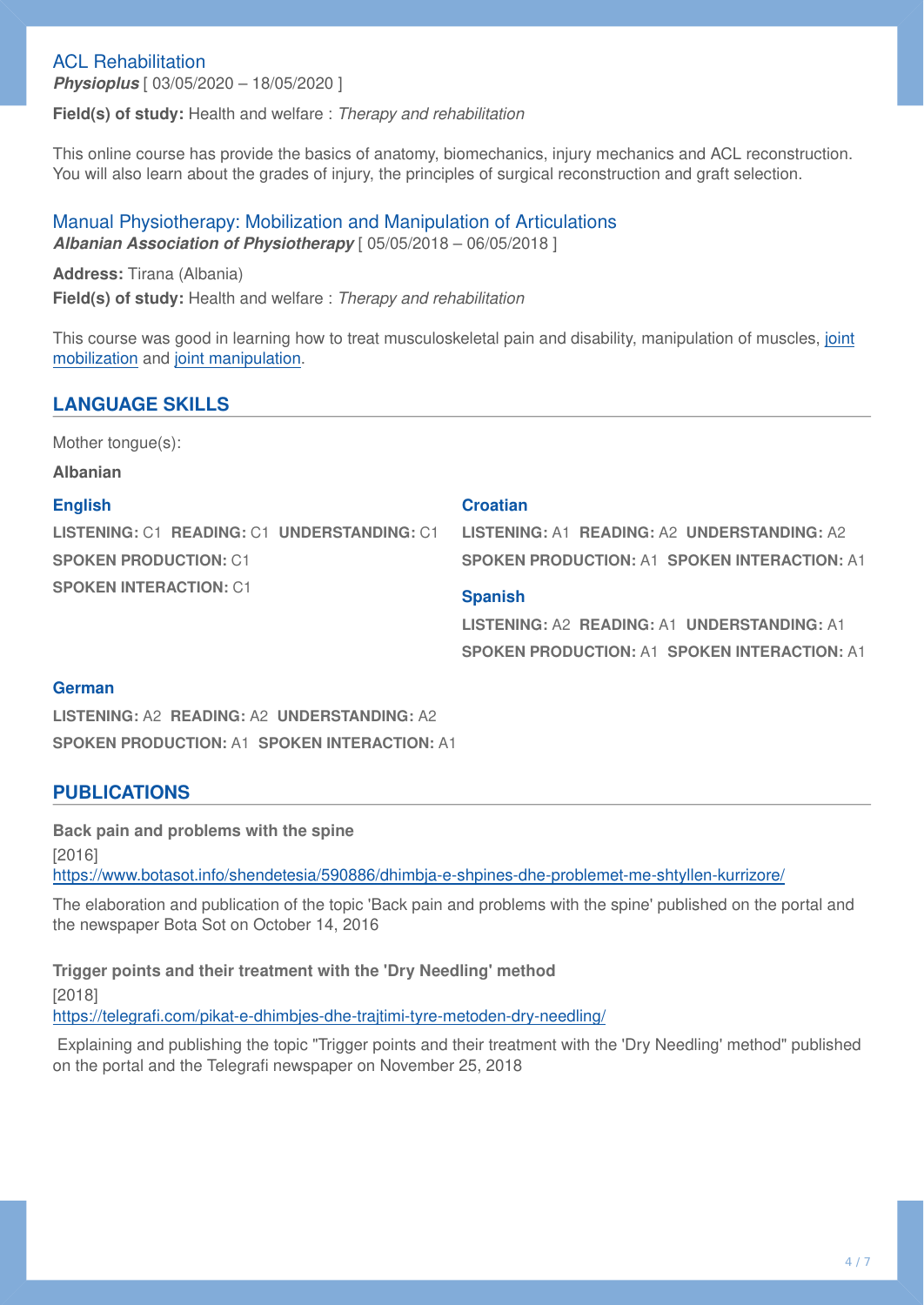### ACL Rehabilitation

***Physioplus*** [ 03/05/2020 – 18/05/2020 ]

**Field(s) of study:** Health and welfare : *Therapy and rehabilitation*

This online course has provide the basics of anatomy, biomechanics, injury mechanics and ACL reconstruction. You will also learn about the grades of injury, the principles of surgical reconstruction and graft selection.

### Manual Physiotherapy: Mobilization and Manipulation of Articulations

***Albanian Association of Physiotherapy*** [ 05/05/2018 – 06/05/2018 ]

**Address:** Tirana (Albania)

**Field(s) of study:** Health and welfare : *Therapy and rehabilitation*

This course was good in learning how to treat musculoskeletal pain and disability, manipulation of muscles, joint mobilization and joint manipulation.

## LANGUAGE SKILLS

Mother tongue(s):

**Albanian**

**English**

**LISTENING:** C1 **READING:** C1 **UNDERSTANDING:** C1
**SPOKEN PRODUCTION:** C1
**SPOKEN INTERACTION:** C1

**Croatian**

**LISTENING:** A1 **READING:** A2 **UNDERSTANDING:** A2
**SPOKEN PRODUCTION:** A1 **SPOKEN INTERACTION:** A1

**Spanish**

**LISTENING:** A2 **READING:** A1 **UNDERSTANDING:** A1
**SPOKEN PRODUCTION:** A1 **SPOKEN INTERACTION:** A1

**German**

**LISTENING:** A2 **READING:** A2 **UNDERSTANDING:** A2
**SPOKEN PRODUCTION:** A1 **SPOKEN INTERACTION:** A1

## PUBLICATIONS

**Back pain and problems with the spine**

[2016]

https://www.botasot.info/shendetesia/590886/dhimbja-e-shpines-dhe-problemet-me-shtyllen-kurrizore/

The elaboration and publication of the topic 'Back pain and problems with the spine' published on the portal and the newspaper Bota Sot on October 14, 2016

**Trigger points and their treatment with the 'Dry Needling' method**

[2018]

https://telegrafi.com/pikat-e-dhimbjes-dhe-trajtimi-tyre-metoden-dry-needling/

Explaining and publishing the topic "Trigger points and their treatment with the 'Dry Needling' method" published on the portal and the Telegrafi newspaper on November 25, 2018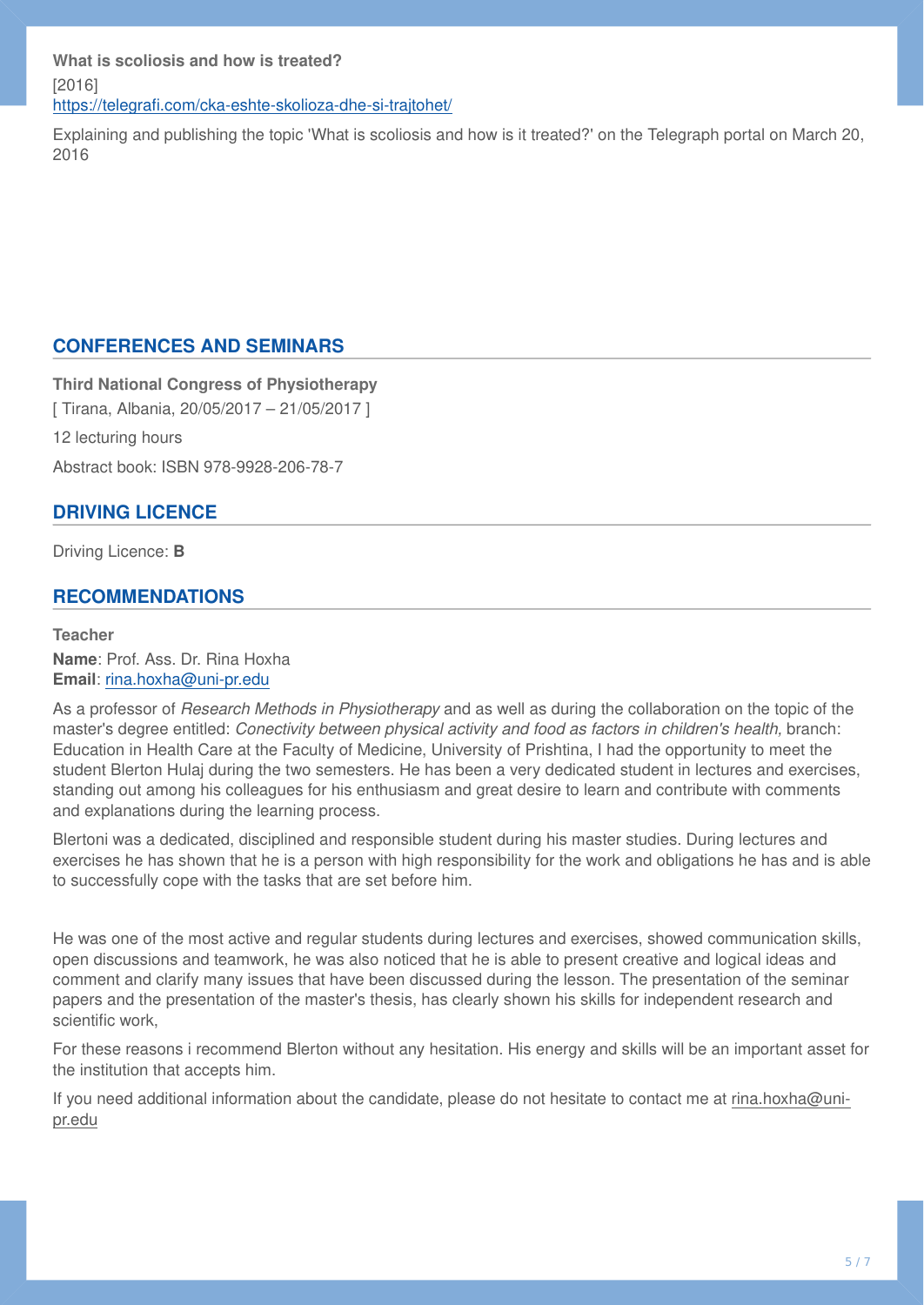**What is scoliosis and how is treated?**

[2016]

https://telegrafi.com/cka-eshte-skolioza-dhe-si-trajtohet/

Explaining and publishing the topic 'What is scoliosis and how is it treated?' on the Telegraph portal on March 20, 2016

## CONFERENCES AND SEMINARS

**Third National Congress of Physiotherapy**

[ Tirana, Albania, 20/05/2017 – 21/05/2017 ]

12 lecturing hours

Abstract book: ISBN 978-9928-206-78-7

## DRIVING LICENCE

Driving Licence: **B**

## RECOMMENDATIONS

**Teacher**

**Name**: Prof. Ass. Dr. Rina Hoxha
**Email**: rina.hoxha@uni-pr.edu

As a professor of *Research Methods in Physiotherapy* and as well as during the collaboration on the topic of the master's degree entitled: *Conectivity between physical activity and food as factors in children's health,* branch: Education in Health Care at the Faculty of Medicine, University of Prishtina, I had the opportunity to meet the student Blerton Hulaj during the two semesters. He has been a very dedicated student in lectures and exercises, standing out among his colleagues for his enthusiasm and great desire to learn and contribute with comments and explanations during the learning process.

Blertoni was a dedicated, disciplined and responsible student during his master studies. During lectures and exercises he has shown that he is a person with high responsibility for the work and obligations he has and is able to successfully cope with the tasks that are set before him.

He was one of the most active and regular students during lectures and exercises, showed communication skills, open discussions and teamwork, he was also noticed that he is able to present creative and logical ideas and comment and clarify many issues that have been discussed during the lesson. The presentation of the seminar papers and the presentation of the master's thesis, has clearly shown his skills for independent research and scientific work,

For these reasons i recommend Blerton without any hesitation. His energy and skills will be an important asset for the institution that accepts him.

If you need additional information about the candidate, please do not hesitate to contact me at rina.hoxha@uni-pr.edu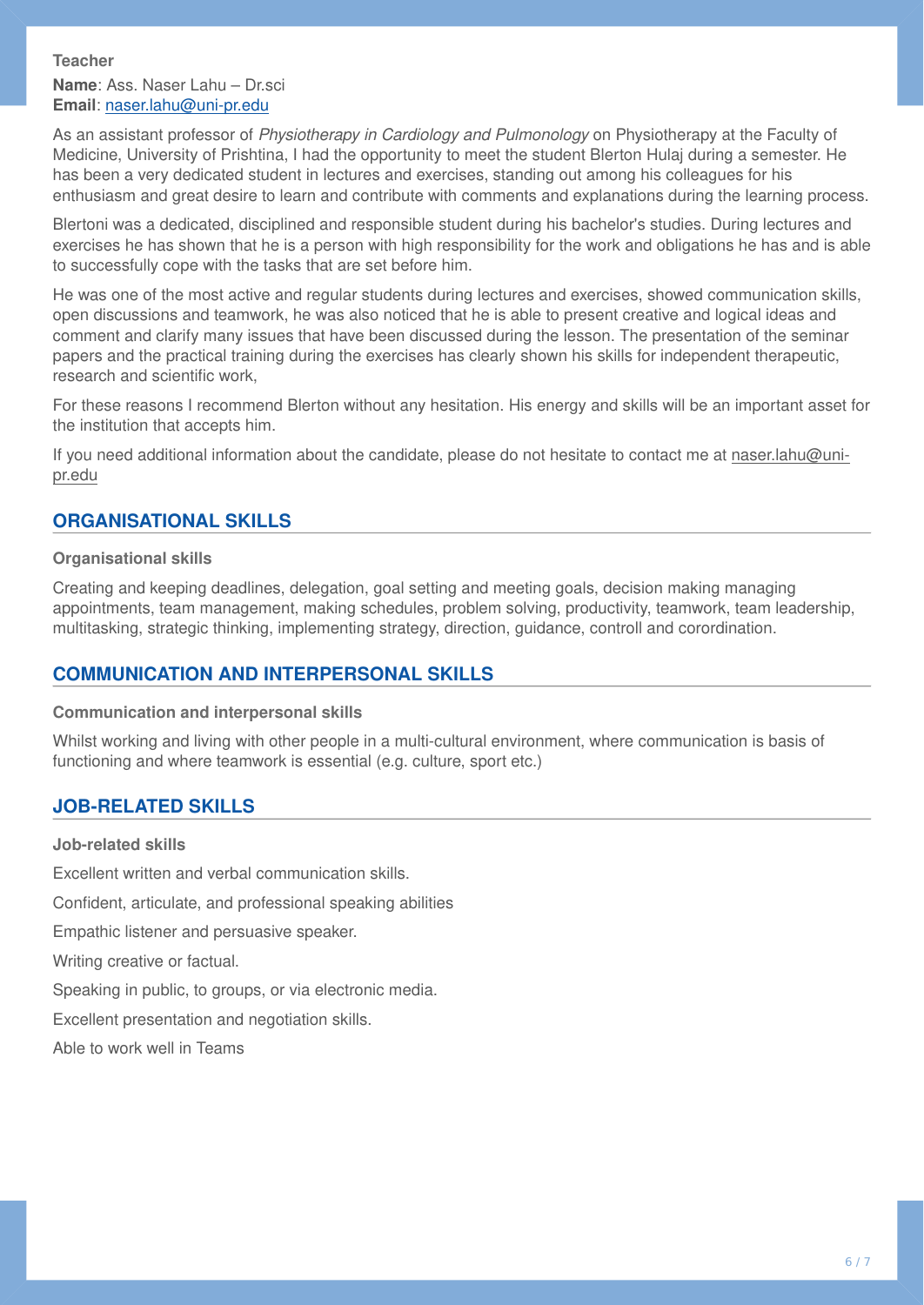**Teacher**

**Name**: Ass. Naser Lahu – Dr.sci
**Email**: naser.lahu@uni-pr.edu

As an assistant professor of *Physiotherapy in Cardiology and Pulmonology* on Physiotherapy at the Faculty of Medicine, University of Prishtina, I had the opportunity to meet the student Blerton Hulaj during a semester. He has been a very dedicated student in lectures and exercises, standing out among his colleagues for his enthusiasm and great desire to learn and contribute with comments and explanations during the learning process.

Blertoni was a dedicated, disciplined and responsible student during his bachelor's studies. During lectures and exercises he has shown that he is a person with high responsibility for the work and obligations he has and is able to successfully cope with the tasks that are set before him.

He was one of the most active and regular students during lectures and exercises, showed communication skills, open discussions and teamwork, he was also noticed that he is able to present creative and logical ideas and comment and clarify many issues that have been discussed during the lesson. The presentation of the seminar papers and the practical training during the exercises has clearly shown his skills for independent therapeutic, research and scientific work,

For these reasons I recommend Blerton without any hesitation. His energy and skills will be an important asset for the institution that accepts him.

If you need additional information about the candidate, please do not hesitate to contact me at naser.lahu@uni-pr.edu

## ORGANISATIONAL SKILLS

**Organisational skills**

Creating and keeping deadlines, delegation, goal setting and meeting goals, decision making managing appointments, team management, making schedules, problem solving, productivity, teamwork, team leadership, multitasking, strategic thinking, implementing strategy, direction, guidance, controll and corordination.

## COMMUNICATION AND INTERPERSONAL SKILLS

**Communication and interpersonal skills**

Whilst working and living with other people in a multi-cultural environment, where communication is basis of functioning and where teamwork is essential (e.g. culture, sport etc.)

## JOB-RELATED SKILLS

**Job-related skills**

Excellent written and verbal communication skills.

Confident, articulate, and professional speaking abilities

Empathic listener and persuasive speaker.

Writing creative or factual.

Speaking in public, to groups, or via electronic media.

Excellent presentation and negotiation skills.

Able to work well in Teams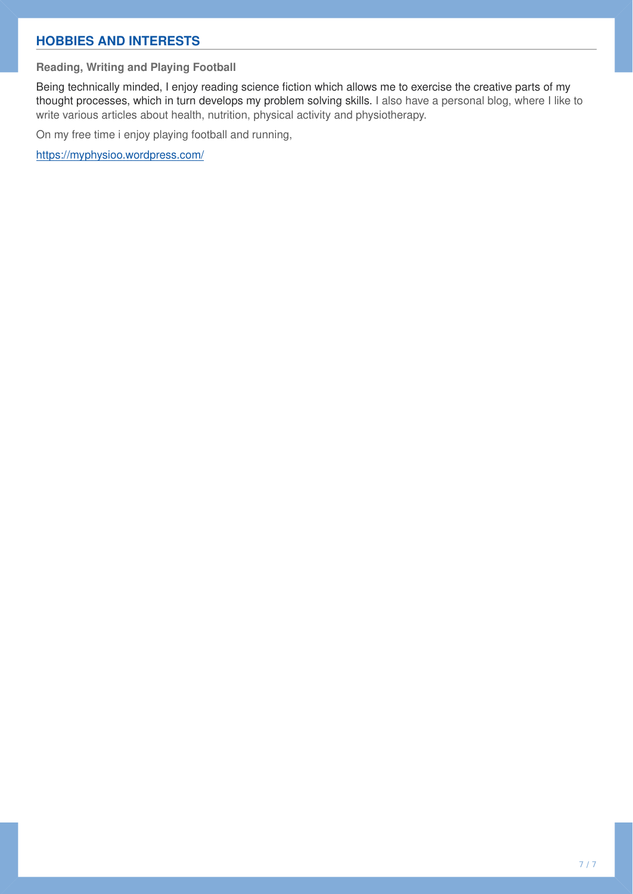## HOBBIES AND INTERESTS

**Reading, Writing and Playing Football**

Being technically minded, I enjoy reading science fiction which allows me to exercise the creative parts of my thought processes, which in turn develops my problem solving skills. I also have a personal blog, where I like to write various articles about health, nutrition, physical activity and physiotherapy.

On my free time i enjoy playing football and running,

https://myphysioo.wordpress.com/